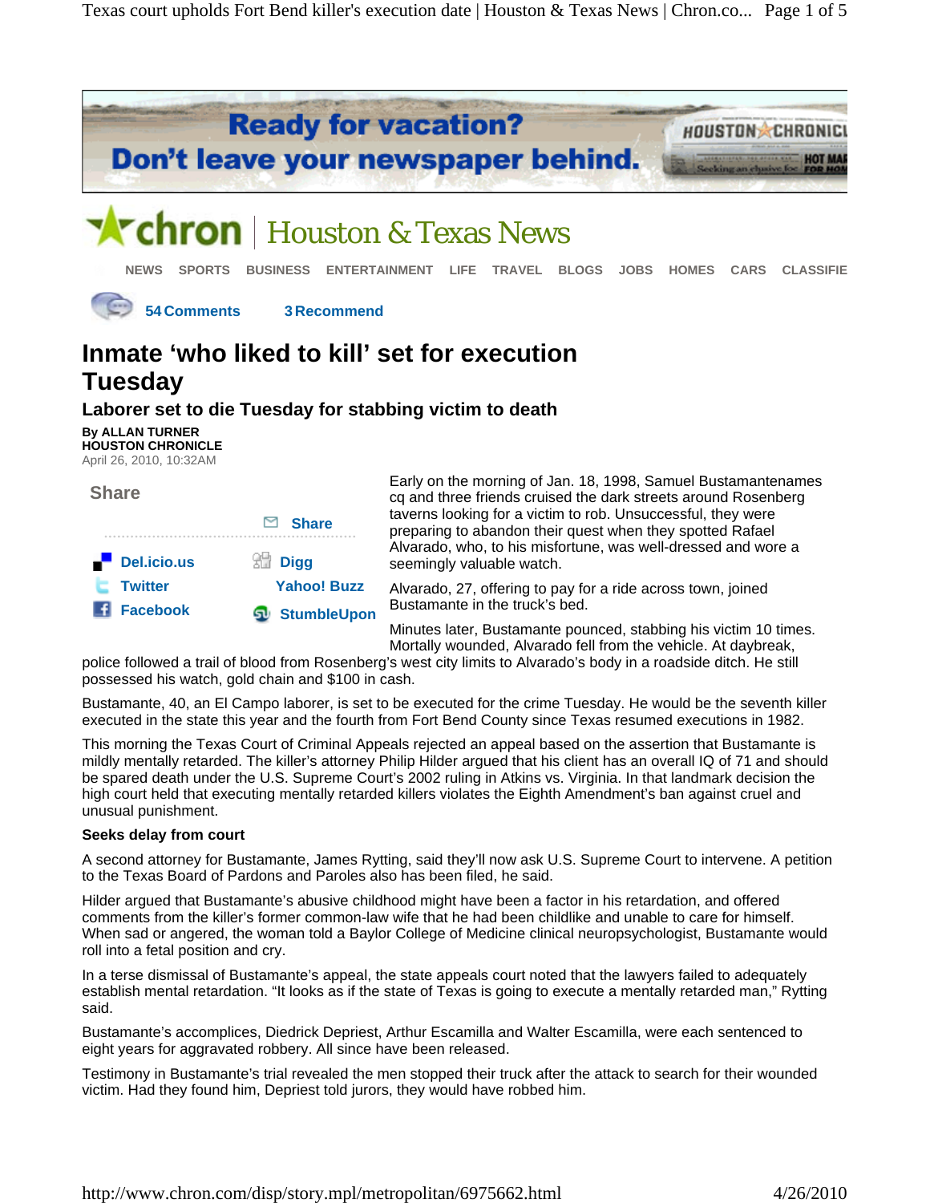# Inmate 'who liked to kill' set for execution Tuesday

## Laborer set to die Tuesday for stabbing victim to death

**By ALLAN TURNER**
**HOUSTON CHRONICLE**
April 26, 2010, 10:32AM

Early on the morning of Jan. 18, 1998, Samuel Bustamantenames cq and three friends cruised the dark streets around Rosenberg taverns looking for a victim to rob. Unsuccessful, they were preparing to abandon their quest when they spotted Rafael Alvarado, who, to his misfortune, was well-dressed and wore a seemingly valuable watch.

Alvarado, 27, offering to pay for a ride across town, joined Bustamante in the truck's bed.

Minutes later, Bustamante pounced, stabbing his victim 10 times. Mortally wounded, Alvarado fell from the vehicle. At daybreak, police followed a trail of blood from Rosenberg's west city limits to Alvarado's body in a roadside ditch. He still possessed his watch, gold chain and $100 in cash.

Bustamante, 40, an El Campo laborer, is set to be executed for the crime Tuesday. He would be the seventh killer executed in the state this year and the fourth from Fort Bend County since Texas resumed executions in 1982.

This morning the Texas Court of Criminal Appeals rejected an appeal based on the assertion that Bustamante is mildly mentally retarded. The killer's attorney Philip Hilder argued that his client has an overall IQ of 71 and should be spared death under the U.S. Supreme Court's 2002 ruling in Atkins vs. Virginia. In that landmark decision the high court held that executing mentally retarded killers violates the Eighth Amendment's ban against cruel and unusual punishment.

**Seeks delay from court**

A second attorney for Bustamante, James Rytting, said they'll now ask U.S. Supreme Court to intervene. A petition to the Texas Board of Pardons and Paroles also has been filed, he said.

Hilder argued that Bustamante's abusive childhood might have been a factor in his retardation, and offered comments from the killer's former common-law wife that he had been childlike and unable to care for himself. When sad or angered, the woman told a Baylor College of Medicine clinical neuropsychologist, Bustamante would roll into a fetal position and cry.

In a terse dismissal of Bustamante's appeal, the state appeals court noted that the lawyers failed to adequately establish mental retardation. "It looks as if the state of Texas is going to execute a mentally retarded man," Rytting said.

Bustamante's accomplices, Diedrick Depriest, Arthur Escamilla and Walter Escamilla, were each sentenced to eight years for aggravated robbery. All since have been released.

Testimony in Bustamante's trial revealed the men stopped their truck after the attack to search for their wounded victim. Had they found him, Depriest told jurors, they would have robbed him.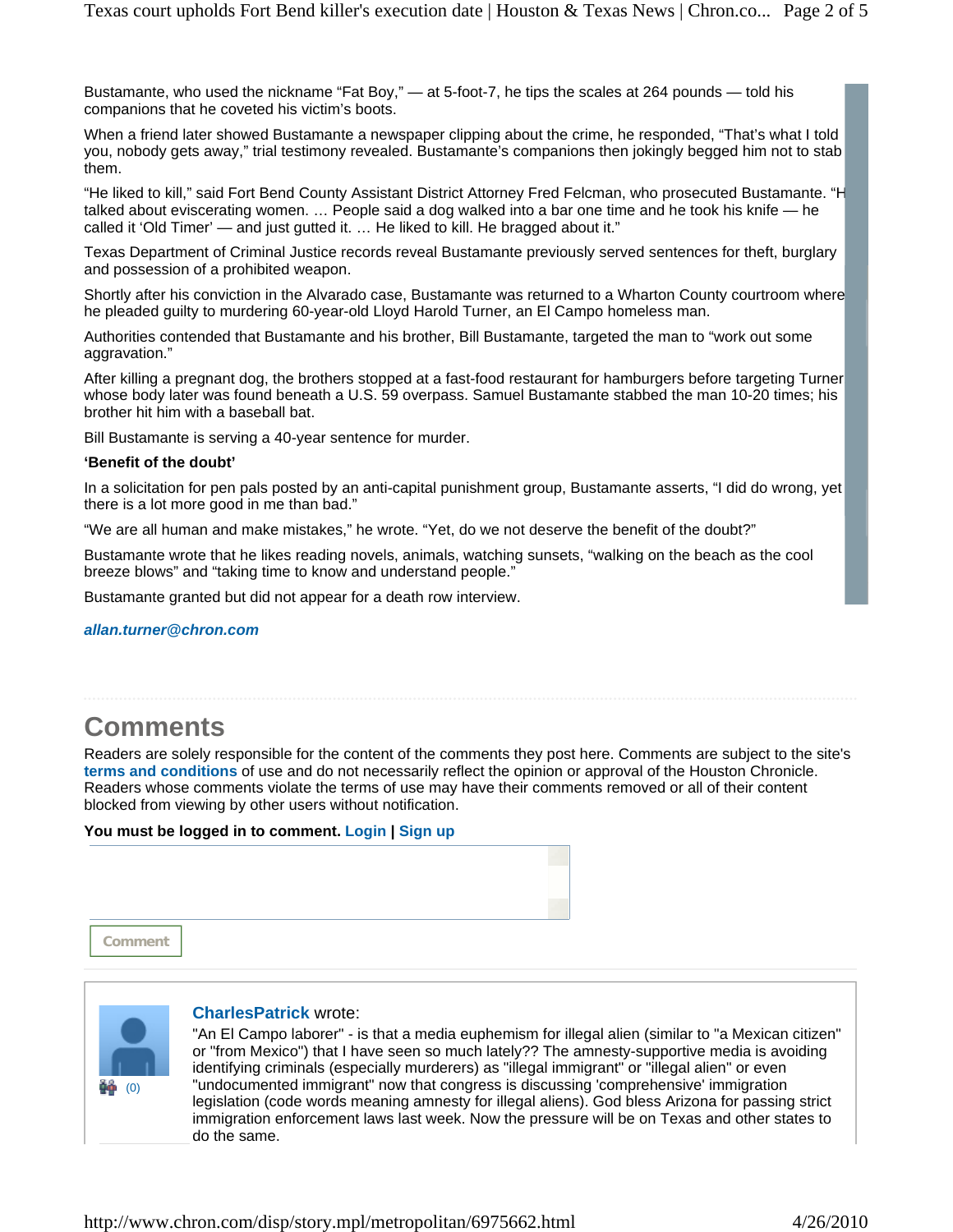Bustamante, who used the nickname "Fat Boy," — at 5-foot-7, he tips the scales at 264 pounds — told his companions that he coveted his victim's boots.

When a friend later showed Bustamante a newspaper clipping about the crime, he responded, "That's what I told you, nobody gets away," trial testimony revealed. Bustamante's companions then jokingly begged him not to stab them.

"He liked to kill," said Fort Bend County Assistant District Attorney Fred Felcman, who prosecuted Bustamante. "He talked about eviscerating women. … People said a dog walked into a bar one time and he took his knife — he called it 'Old Timer' — and just gutted it. … He liked to kill. He bragged about it."

Texas Department of Criminal Justice records reveal Bustamante previously served sentences for theft, burglary and possession of a prohibited weapon.

Shortly after his conviction in the Alvarado case, Bustamante was returned to a Wharton County courtroom where he pleaded guilty to murdering 60-year-old Lloyd Harold Turner, an El Campo homeless man.

Authorities contended that Bustamante and his brother, Bill Bustamante, targeted the man to "work out some aggravation."

After killing a pregnant dog, the brothers stopped at a fast-food restaurant for hamburgers before targeting Turner whose body later was found beneath a U.S. 59 overpass. Samuel Bustamante stabbed the man 10-20 times; his brother hit him with a baseball bat.

Bill Bustamante is serving a 40-year sentence for murder.

**'Benefit of the doubt'**

In a solicitation for pen pals posted by an anti-capital punishment group, Bustamante asserts, "I did do wrong, yet there is a lot more good in me than bad."

"We are all human and make mistakes," he wrote. "Yet, do we not deserve the benefit of the doubt?"

Bustamante wrote that he likes reading novels, animals, watching sunsets, "walking on the beach as the cool breeze blows" and "taking time to know and understand people."

Bustamante granted but did not appear for a death row interview.

***allan.turner@chron.com***

## Comments

Readers are solely responsible for the content of the comments they post here. Comments are subject to the site's **terms and conditions** of use and do not necessarily reflect the opinion or approval of the Houston Chronicle. Readers whose comments violate the terms of use may have their comments removed or all of their content blocked from viewing by other users without notification.

**You must be logged in to comment. Login | Sign up**

Comment

(0)

**CharlesPatrick** wrote:

"An El Campo laborer" - is that a media euphemism for illegal alien (similar to "a Mexican citizen" or "from Mexico") that I have seen so much lately?? The amnesty-supportive media is avoiding identifying criminals (especially murderers) as "illegal immigrant" or "illegal alien" or even "undocumented immigrant" now that congress is discussing 'comprehensive' immigration legislation (code words meaning amnesty for illegal aliens). God bless Arizona for passing strict immigration enforcement laws last week. Now the pressure will be on Texas and other states to do the same.